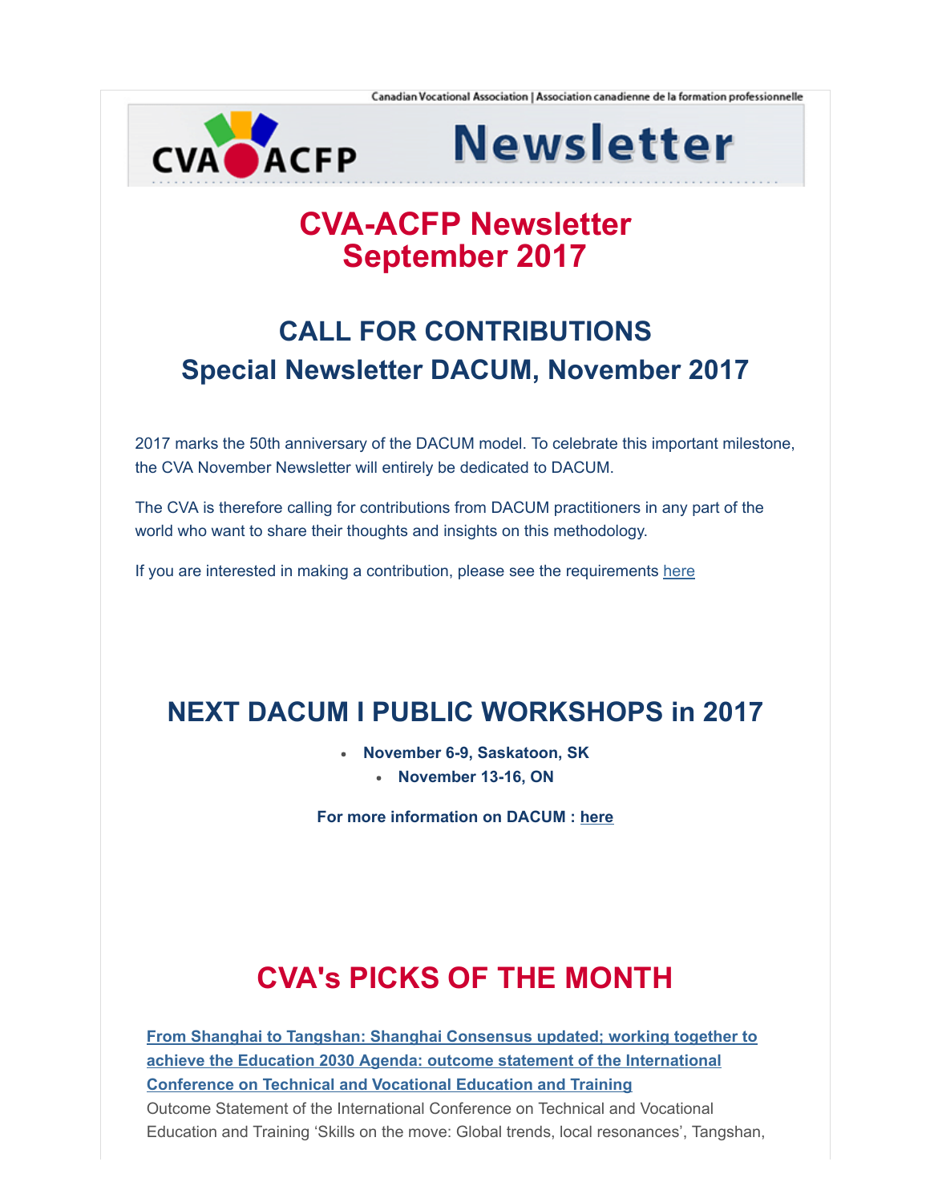Canadian Vocational Association | Association canadienne de la formation professionnelle

CVA ACFP Newsletter

# CVA-ACFP Newsletter September 2017

## CALL FOR CONTRIBUTIONS
## Special Newsletter DACUM, November 2017

2017 marks the 50th anniversary of the DACUM model. To celebrate this important milestone, the CVA November Newsletter will entirely be dedicated to DACUM.

The CVA is therefore calling for contributions from DACUM practitioners in any part of the world who want to share their thoughts and insights on this methodology.

If you are interested in making a contribution, please see the requirements here

## NEXT DACUM I PUBLIC WORKSHOPS in 2017

- **November 6-9, Saskatoon, SK**
- **November 13-16, ON**

**For more information on DACUM : here**

## CVA's PICKS OF THE MONTH

**From Shanghai to Tangshan: Shanghai Consensus updated; working together to achieve the Education 2030 Agenda: outcome statement of the International Conference on Technical and Vocational Education and Training**

Outcome Statement of the International Conference on Technical and Vocational Education and Training 'Skills on the move: Global trends, local resonances', Tangshan,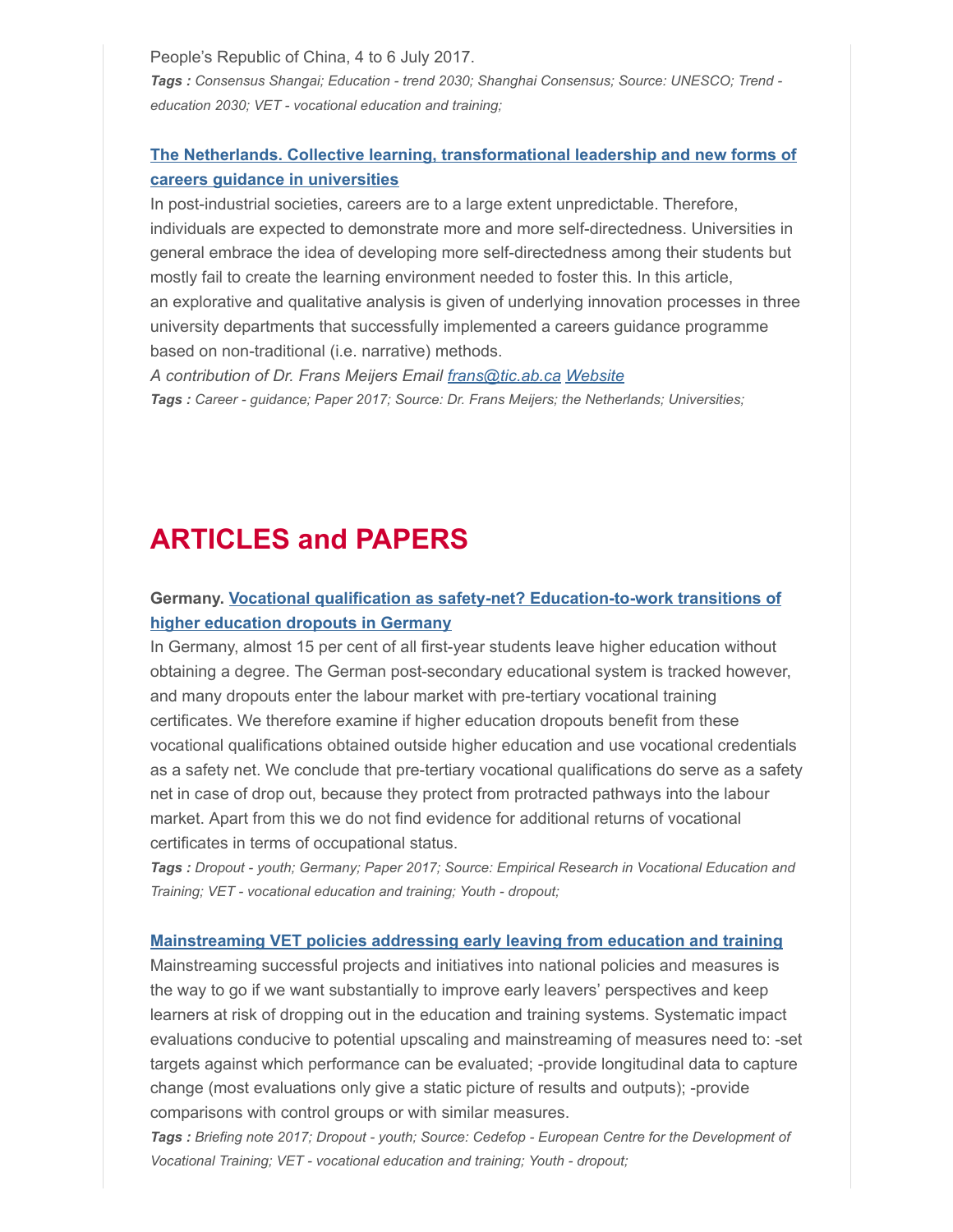People's Republic of China, 4 to 6 July 2017.

***Tags :*** *Consensus Shangai; Education - trend 2030; Shanghai Consensus; Source: UNESCO; Trend - education 2030; VET - vocational education and training;*

### [The Netherlands. Collective learning, transformational leadership and new forms of careers guidance in universities]

In post-industrial societies, careers are to a large extent unpredictable. Therefore, individuals are expected to demonstrate more and more self-directedness. Universities in general embrace the idea of developing more self-directedness among their students but mostly fail to create the learning environment needed to foster this. In this article, an explorative and qualitative analysis is given of underlying innovation processes in three university departments that successfully implemented a careers guidance programme based on non-traditional (i.e. narrative) methods.

*A contribution of Dr. Frans Meijers Email [frans@tic.ab.ca] [Website]*

***Tags :*** *Career - guidance; Paper 2017; Source: Dr. Frans Meijers; the Netherlands; Universities;*

## ARTICLES and PAPERS

### Germany. [Vocational qualification as safety-net? Education-to-work transitions of higher education dropouts in Germany]

In Germany, almost 15 per cent of all first-year students leave higher education without obtaining a degree. The German post-secondary educational system is tracked however, and many dropouts enter the labour market with pre-tertiary vocational training certificates. We therefore examine if higher education dropouts benefit from these vocational qualifications obtained outside higher education and use vocational credentials as a safety net. We conclude that pre-tertiary vocational qualifications do serve as a safety net in case of drop out, because they protect from protracted pathways into the labour market. Apart from this we do not find evidence for additional returns of vocational certificates in terms of occupational status.

***Tags :*** *Dropout - youth; Germany; Paper 2017; Source: Empirical Research in Vocational Education and Training; VET - vocational education and training; Youth - dropout;*

### [Mainstreaming VET policies addressing early leaving from education and training]

Mainstreaming successful projects and initiatives into national policies and measures is the way to go if we want substantially to improve early leavers' perspectives and keep learners at risk of dropping out in the education and training systems. Systematic impact evaluations conducive to potential upscaling and mainstreaming of measures need to: -set targets against which performance can be evaluated; -provide longitudinal data to capture change (most evaluations only give a static picture of results and outputs); -provide comparisons with control groups or with similar measures.

***Tags :*** *Briefing note 2017; Dropout - youth; Source: Cedefop - European Centre for the Development of Vocational Training; VET - vocational education and training; Youth - dropout;*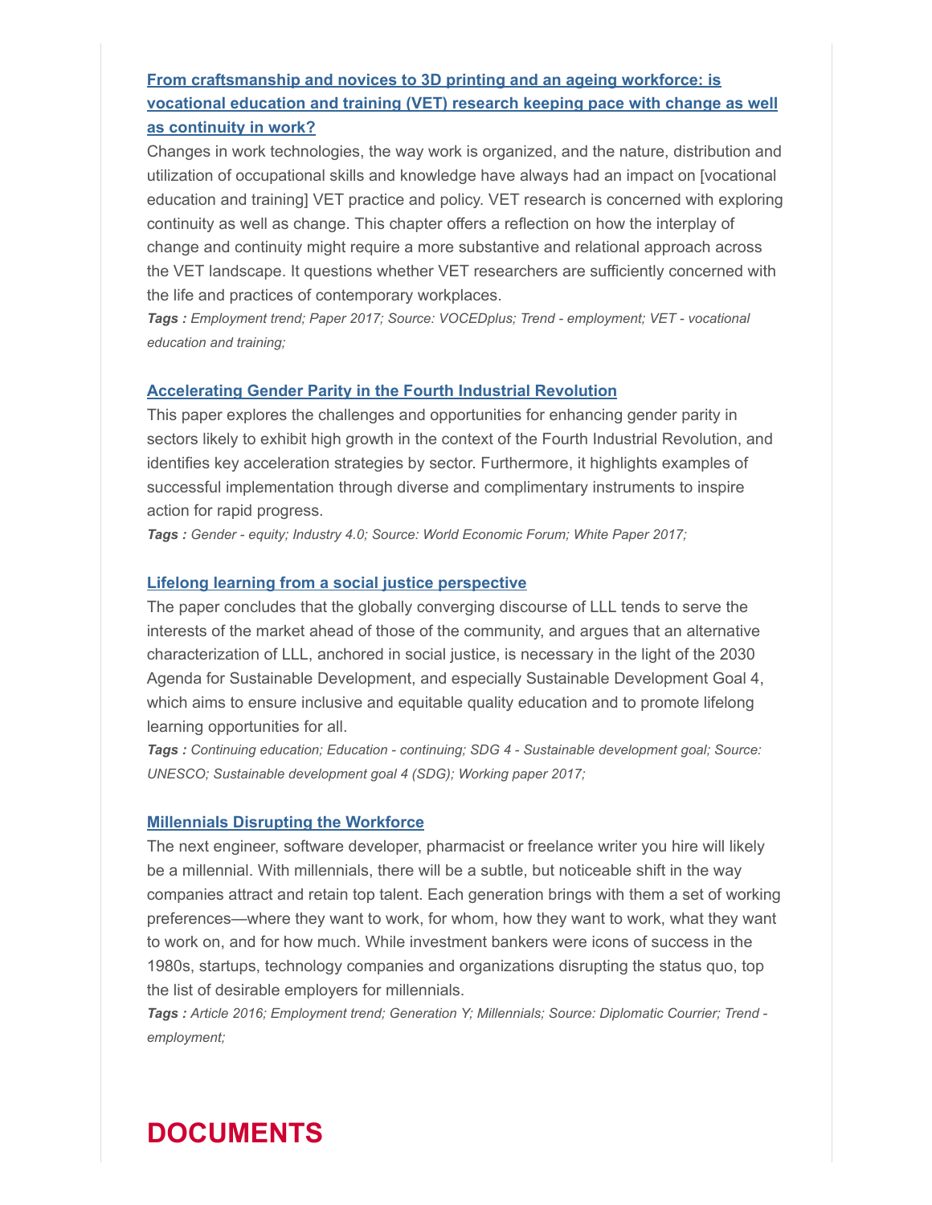### [From craftsmanship and novices to 3D printing and an ageing workforce: is vocational education and training (VET) research keeping pace with change as well as continuity in work?]

Changes in work technologies, the way work is organized, and the nature, distribution and utilization of occupational skills and knowledge have always had an impact on [vocational education and training] VET practice and policy. VET research is concerned with exploring continuity as well as change. This chapter offers a reflection on how the interplay of change and continuity might require a more substantive and relational approach across the VET landscape. It questions whether VET researchers are sufficiently concerned with the life and practices of contemporary workplaces.

***Tags :** Employment trend; Paper 2017; Source: VOCEDplus; Trend - employment; VET - vocational education and training;*

### [Accelerating Gender Parity in the Fourth Industrial Revolution]

This paper explores the challenges and opportunities for enhancing gender parity in sectors likely to exhibit high growth in the context of the Fourth Industrial Revolution, and identifies key acceleration strategies by sector. Furthermore, it highlights examples of successful implementation through diverse and complimentary instruments to inspire action for rapid progress.

***Tags :** Gender - equity; Industry 4.0; Source: World Economic Forum; White Paper 2017;*

### [Lifelong learning from a social justice perspective]

The paper concludes that the globally converging discourse of LLL tends to serve the interests of the market ahead of those of the community, and argues that an alternative characterization of LLL, anchored in social justice, is necessary in the light of the 2030 Agenda for Sustainable Development, and especially Sustainable Development Goal 4, which aims to ensure inclusive and equitable quality education and to promote lifelong learning opportunities for all.

***Tags :** Continuing education; Education - continuing; SDG 4 - Sustainable development goal; Source: UNESCO; Sustainable development goal 4 (SDG); Working paper 2017;*

### [Millennials Disrupting the Workforce]

The next engineer, software developer, pharmacist or freelance writer you hire will likely be a millennial. With millennials, there will be a subtle, but noticeable shift in the way companies attract and retain top talent. Each generation brings with them a set of working preferences—where they want to work, for whom, how they want to work, what they want to work on, and for how much. While investment bankers were icons of success in the 1980s, startups, technology companies and organizations disrupting the status quo, top the list of desirable employers for millennials.

***Tags :** Article 2016; Employment trend; Generation Y; Millennials; Source: Diplomatic Courrier; Trend - employment;*

# DOCUMENTS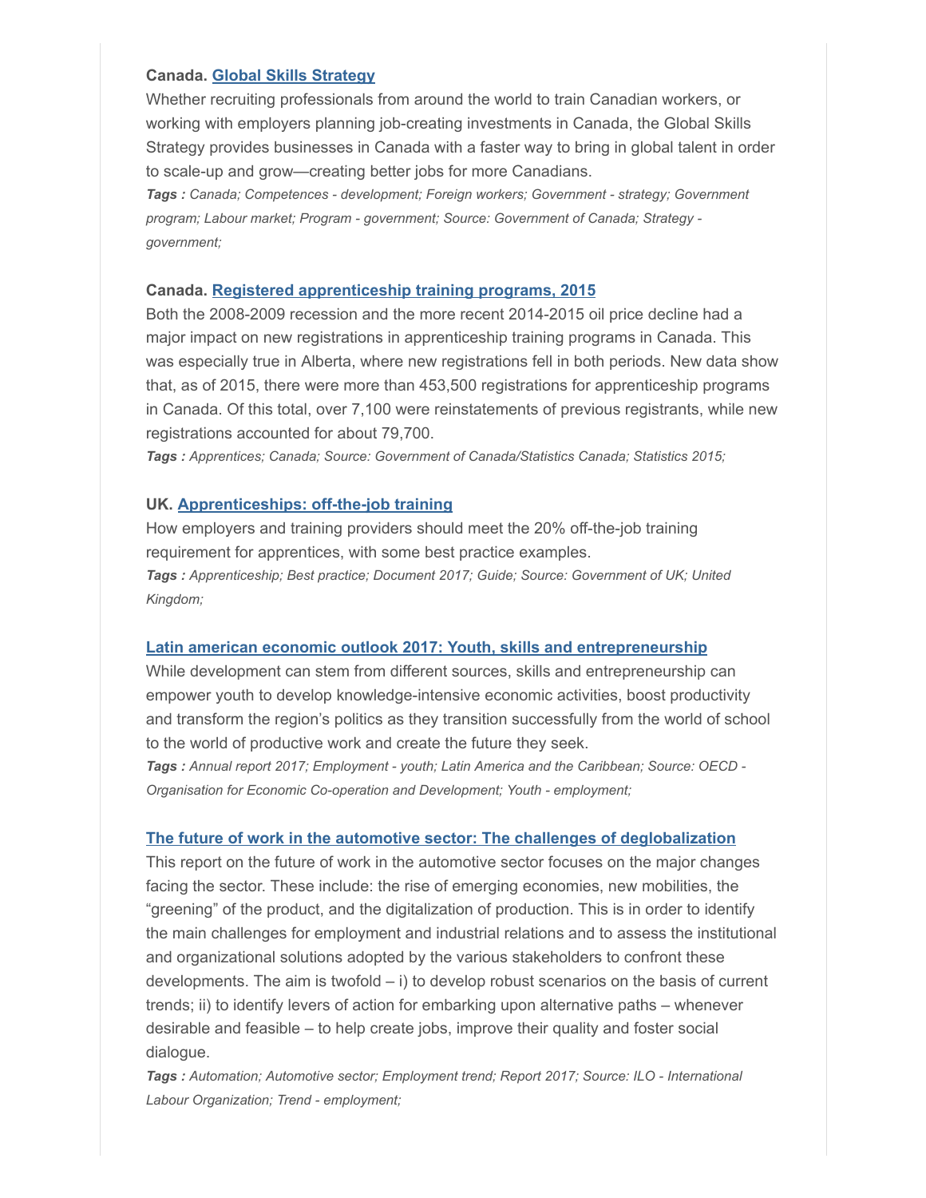**Canada. Global Skills Strategy**

Whether recruiting professionals from around the world to train Canadian workers, or working with employers planning job-creating investments in Canada, the Global Skills Strategy provides businesses in Canada with a faster way to bring in global talent in order to scale-up and grow—creating better jobs for more Canadians.

***Tags :*** *Canada; Competences - development; Foreign workers; Government - strategy; Government program; Labour market; Program - government; Source: Government of Canada; Strategy - government;*

**Canada. Registered apprenticeship training programs, 2015**

Both the 2008-2009 recession and the more recent 2014-2015 oil price decline had a major impact on new registrations in apprenticeship training programs in Canada. This was especially true in Alberta, where new registrations fell in both periods. New data show that, as of 2015, there were more than 453,500 registrations for apprenticeship programs in Canada. Of this total, over 7,100 were reinstatements of previous registrants, while new registrations accounted for about 79,700.

***Tags :*** *Apprentices; Canada; Source: Government of Canada/Statistics Canada; Statistics 2015;*

**UK. Apprenticeships: off-the-job training**

How employers and training providers should meet the 20% off-the-job training requirement for apprentices, with some best practice examples.

***Tags :*** *Apprenticeship; Best practice; Document 2017; Guide; Source: Government of UK; United Kingdom;*

**Latin american economic outlook 2017: Youth, skills and entrepreneurship**

While development can stem from different sources, skills and entrepreneurship can empower youth to develop knowledge-intensive economic activities, boost productivity and transform the region's politics as they transition successfully from the world of school to the world of productive work and create the future they seek.

***Tags :*** *Annual report 2017; Employment - youth; Latin America and the Caribbean; Source: OECD - Organisation for Economic Co-operation and Development; Youth - employment;*

**The future of work in the automotive sector: The challenges of deglobalization**

This report on the future of work in the automotive sector focuses on the major changes facing the sector. These include: the rise of emerging economies, new mobilities, the "greening" of the product, and the digitalization of production. This is in order to identify the main challenges for employment and industrial relations and to assess the institutional and organizational solutions adopted by the various stakeholders to confront these developments. The aim is twofold – i) to develop robust scenarios on the basis of current trends; ii) to identify levers of action for embarking upon alternative paths – whenever desirable and feasible – to help create jobs, improve their quality and foster social dialogue.

***Tags :*** *Automation; Automotive sector; Employment trend; Report 2017; Source: ILO - International Labour Organization; Trend - employment;*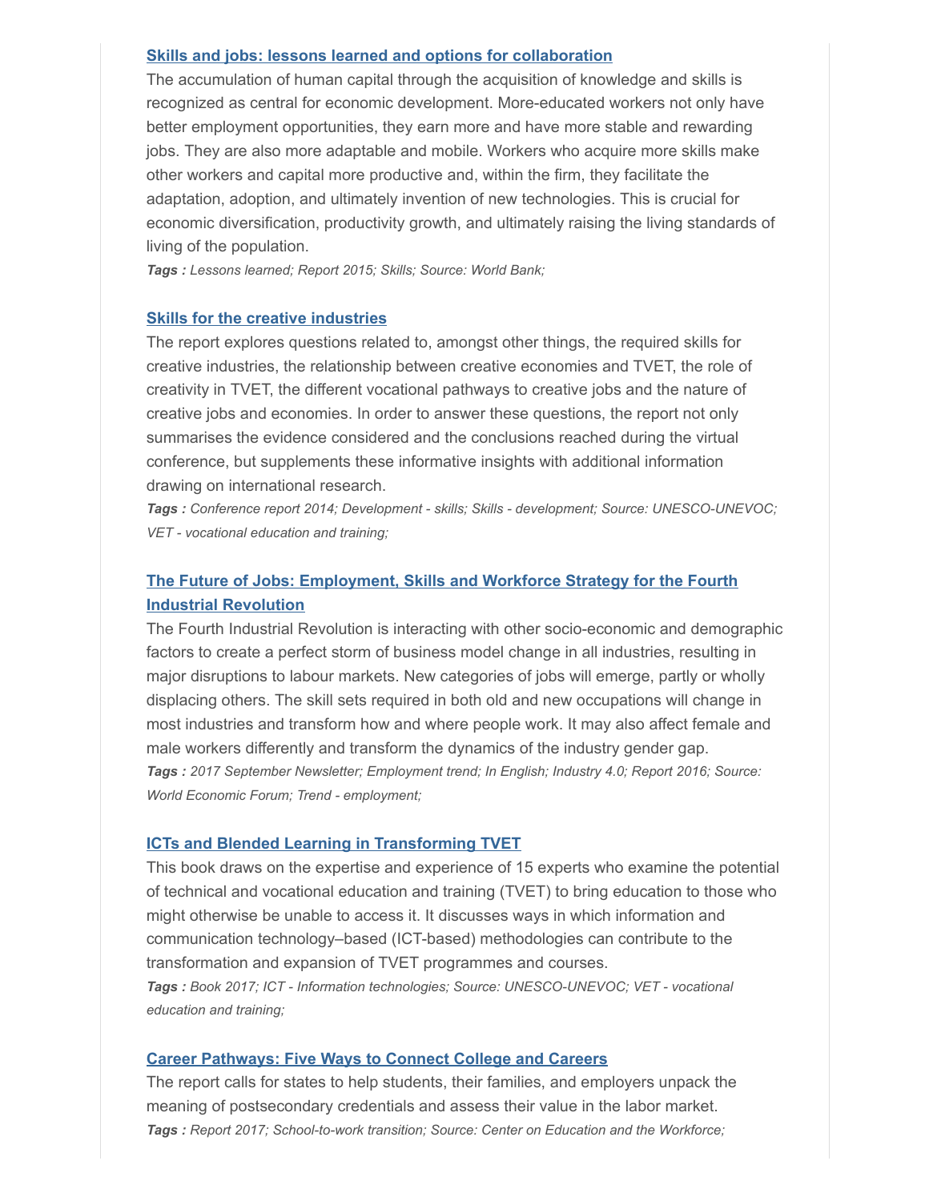### Skills and jobs: lessons learned and options for collaboration

The accumulation of human capital through the acquisition of knowledge and skills is recognized as central for economic development. More-educated workers not only have better employment opportunities, they earn more and have more stable and rewarding jobs. They are also more adaptable and mobile. Workers who acquire more skills make other workers and capital more productive and, within the firm, they facilitate the adaptation, adoption, and ultimately invention of new technologies. This is crucial for economic diversification, productivity growth, and ultimately raising the living standards of living of the population.

***Tags :*** *Lessons learned; Report 2015; Skills; Source: World Bank;*

### Skills for the creative industries

The report explores questions related to, amongst other things, the required skills for creative industries, the relationship between creative economies and TVET, the role of creativity in TVET, the different vocational pathways to creative jobs and the nature of creative jobs and economies. In order to answer these questions, the report not only summarises the evidence considered and the conclusions reached during the virtual conference, but supplements these informative insights with additional information drawing on international research.

***Tags :*** *Conference report 2014; Development - skills; Skills - development; Source: UNESCO-UNEVOC; VET - vocational education and training;*

### The Future of Jobs: Employment, Skills and Workforce Strategy for the Fourth Industrial Revolution

The Fourth Industrial Revolution is interacting with other socio-economic and demographic factors to create a perfect storm of business model change in all industries, resulting in major disruptions to labour markets. New categories of jobs will emerge, partly or wholly displacing others. The skill sets required in both old and new occupations will change in most industries and transform how and where people work. It may also affect female and male workers differently and transform the dynamics of the industry gender gap.

***Tags :*** *2017 September Newsletter; Employment trend; In English; Industry 4.0; Report 2016; Source: World Economic Forum; Trend - employment;*

### ICTs and Blended Learning in Transforming TVET

This book draws on the expertise and experience of 15 experts who examine the potential of technical and vocational education and training (TVET) to bring education to those who might otherwise be unable to access it. It discusses ways in which information and communication technology–based (ICT-based) methodologies can contribute to the transformation and expansion of TVET programmes and courses.

***Tags :*** *Book 2017; ICT - Information technologies; Source: UNESCO-UNEVOC; VET - vocational education and training;*

### Career Pathways: Five Ways to Connect College and Careers

The report calls for states to help students, their families, and employers unpack the meaning of postsecondary credentials and assess their value in the labor market.

***Tags :*** *Report 2017; School-to-work transition; Source: Center on Education and the Workforce;*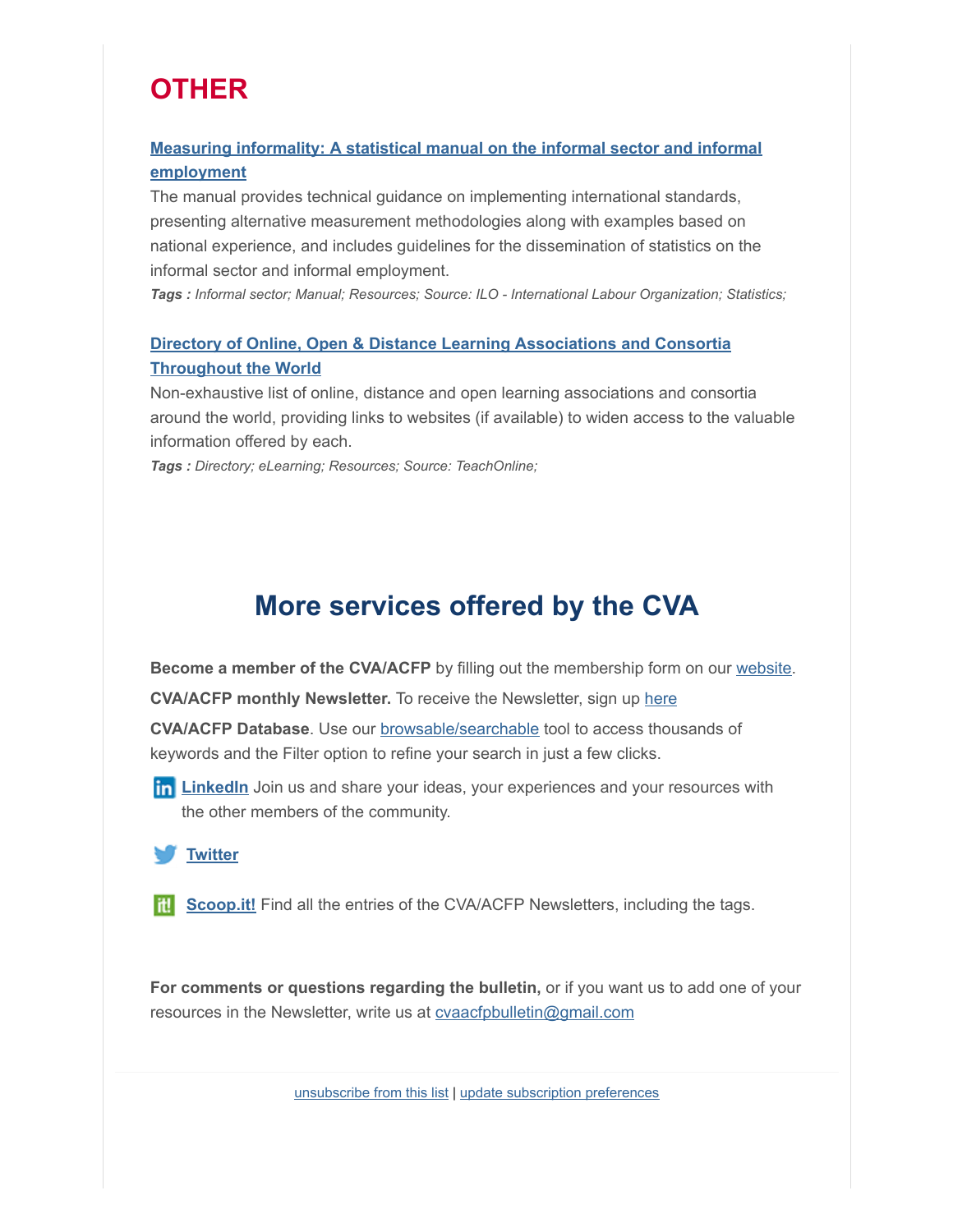# OTHER

**Measuring informality: A statistical manual on the informal sector and informal employment**

The manual provides technical guidance on implementing international standards, presenting alternative measurement methodologies along with examples based on national experience, and includes guidelines for the dissemination of statistics on the informal sector and informal employment.

***Tags :*** *Informal sector; Manual; Resources; Source: ILO - International Labour Organization; Statistics;*

**Directory of Online, Open & Distance Learning Associations and Consortia Throughout the World**

Non-exhaustive list of online, distance and open learning associations and consortia around the world, providing links to websites (if available) to widen access to the valuable information offered by each.

***Tags :*** *Directory; eLearning; Resources; Source: TeachOnline;*

## More services offered by the CVA

**Become a member of the CVA/ACFP** by filling out the membership form on our website.

**CVA/ACFP monthly Newsletter.** To receive the Newsletter, sign up here

**CVA/ACFP Database**. Use our browsable/searchable tool to access thousands of keywords and the Filter option to refine your search in just a few clicks.

**LinkedIn** Join us and share your ideas, your experiences and your resources with the other members of the community.

**Twitter**

**Scoop.it!** Find all the entries of the CVA/ACFP Newsletters, including the tags.

**For comments or questions regarding the bulletin,** or if you want us to add one of your resources in the Newsletter, write us at cvaacfpbulletin@gmail.com

unsubscribe from this list | update subscription preferences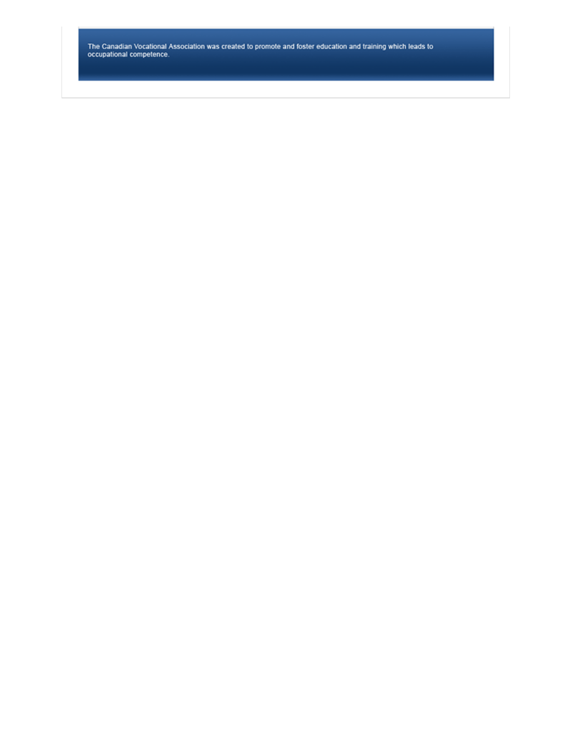The Canadian Vocational Association was created to promote and foster education and training which leads to occupational competence.